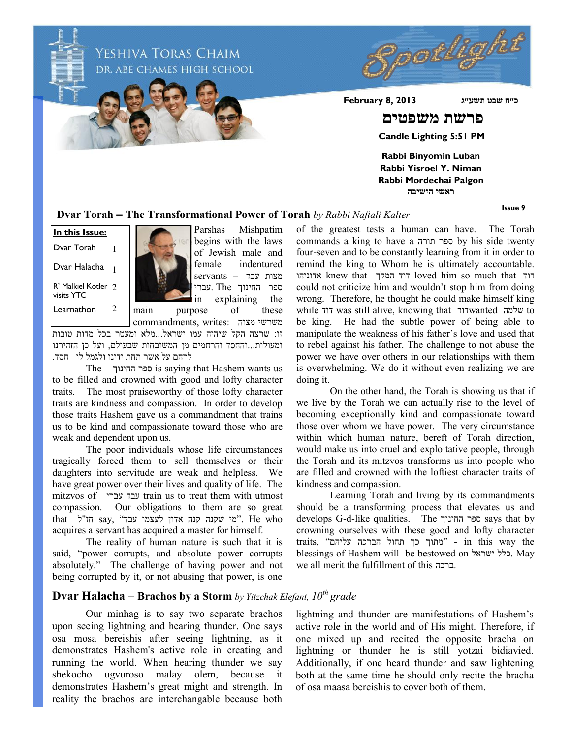# YESHIVA TORAS CHAIM
## DR. ABE CHAMES HIGH SCHOOL

# Spotlight

**February 8, 2013** **כ״ח שבט תשע״ג**

# פרשת משפטים

**Candle Lighting 5:51 PM**

**Rabbi Binyomin Luban**
**Rabbi Yisroel Y. Niman**
**Rabbi Mordechai Palgon**
**ראשי הישיבה**

**Issue 9**

| In this Issue: | |
|---|---|
| Dvar Torah | 1 |
| Dvar Halacha | 1 |
| R' Malkiel Kotler visits YTC | 2 |
| Learnathon | 2 |

## Dvar Torah – The Transformational Power of Torah *by Rabbi Naftali Kalter*

Parshas Mishpatim begins with the laws of Jewish male and female indentured servants – מצות עבד עברי. The ספר החינוך in explaining the main purpose of these commandments, writes: משרשי מצוה זו: שרצה הקל שיהיה עמו ישראל...מלא ומעטר בכל מדות טובות ומעולות...והחסד והרחמים מן המשובחות שבעולם, ועל כן הזהירנו לרחם על אשר תחת ידינו ולגמל לו חסד.

The ספר החינוך is saying that Hashem wants us to be filled and crowned with good and lofty character traits. The most praiseworthy of those lofty character traits are kindness and compassion. In order to develop those traits Hashem gave us a commandment that trains us to be kind and compassionate toward those who are weak and dependent upon us.

The poor individuals whose life circumstances tragically forced them to sell themselves or their daughters into servitude are weak and helpless. We have great power over their lives and quality of life. The mitzvos of עבד עברי train us to treat them with utmost compassion. Our obligations to them are so great that חז"ל say, "מי שקנה קנה אדון לעצמו עבד". He who acquires a servant has acquired a master for himself.

The reality of human nature is such that it is said, "power corrupts, and absolute power corrupts absolutely." The challenge of having power and not being corrupted by it, or not abusing that power, is one of the greatest tests a human can have. The Torah commands a king to have a ספר תורה by his side twenty four-seven and to be constantly learning from it in order to remind the king to Whom he is ultimately accountable. אדוניהו knew that דוד המלך loved him so much that דוד could not criticize him and wouldn't stop him from doing wrong. Therefore, he thought he could make himself king while דוד was still alive, knowing that דודwanted שלמה to be king. He had the subtle power of being able to manipulate the weakness of his father's love and used that to rebel against his father. The challenge to not abuse the power we have over others in our relationships with them is overwhelming. We do it without even realizing we are doing it.

On the other hand, the Torah is showing us that if we live by the Torah we can actually rise to the level of becoming exceptionally kind and compassionate toward those over whom we have power. The very circumstance within which human nature, bereft of Torah direction, would make us into cruel and exploitative people, through the Torah and its mitzvos transforms us into people who are filled and crowned with the loftiest character traits of kindness and compassion.

Learning Torah and living by its commandments should be a transforming process that elevates us and develops G-d-like qualities. The ספר החינוך says that by crowning ourselves with these good and lofty character traits, "מתוך כך תחול הברכה עליהם" - in this way the blessings of Hashem will be bestowed on כלל ישראל. May we all merit the fulfillment of this ברכה.

## Dvar Halacha – Brachos by a Storm *by Yitzchak Elefant, 10th grade*

Our minhag is to say two separate brachos upon seeing lightning and hearing thunder. One says osa mosa bereishis after seeing lightning, as it demonstrates Hashem's active role in creating and running the world. When hearing thunder we say shekocho ugvuroso malay olem, because it demonstrates Hashem's great might and strength. In reality the brachos are interchangable because both lightning and thunder are manifestations of Hashem's active role in the world and of His might. Therefore, if one mixed up and recited the opposite bracha on lightning or thunder he is still yotzai bidiavied. Additionally, if one heard thunder and saw lightening both at the same time he should only recite the bracha of osa maasa bereishis to cover both of them.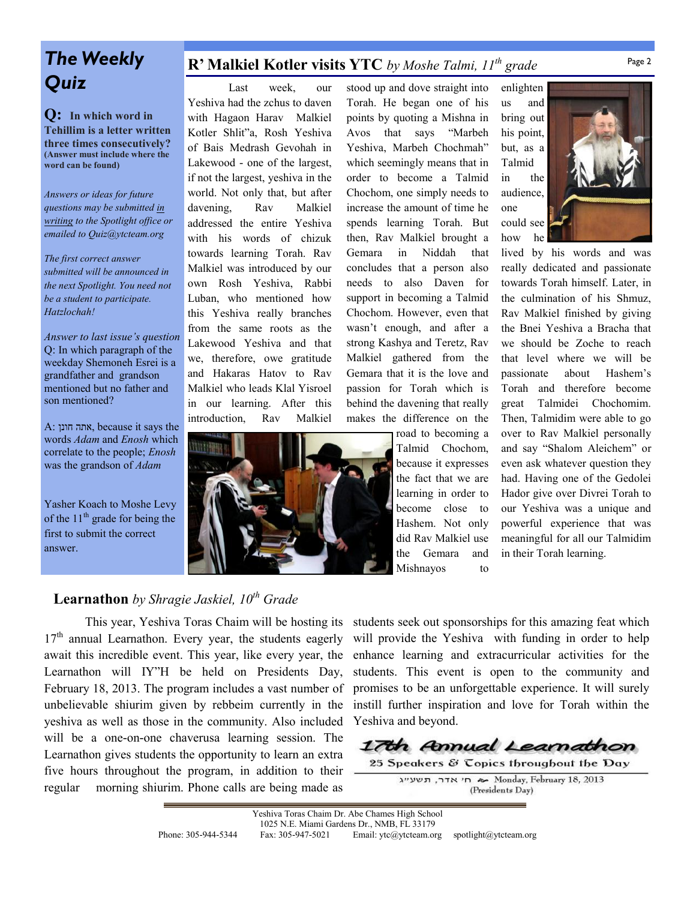## The Weekly Quiz

**Q: In which word in Tehillim is a letter written three times consecutively?** **(Answer must include where the word can be found)**

*Answers or ideas for future questions may be submitted in writing to the Spotlight office or emailed to Quiz@ytcteam.org*

*The first correct answer submitted will be announced in the next Spotlight. You need not be a student to participate. Hatzlochah!*

*Answer to last issue's question*

Q: In which paragraph of the weekday Shemonei Esrei is a grandfather and grandson mentioned but no father and son mentioned?

A: אתה חונן, because it says the words *Adam* and *Enosh* which correlate to the people; *Enosh* was the grandson of *Adam*

Yasher Koach to Moshe Levy of the 11th grade for being the first to submit the correct answer.

## R' Malkiel Kotler visits YTC *by Moshe Talmi, 11th grade*

Last week, our Yeshiva had the zchus to daven with Hagaon Harav Malkiel Kotler Shlit"a, Rosh Yeshiva of Bais Medrash Gevohah in Lakewood - one of the largest, if not the largest, yeshiva in the world. Not only that, but after davening, Rav Malkiel addressed the entire Yeshiva with his words of chizuk towards learning Torah. Rav Malkiel was introduced by our own Rosh Yeshiva, Rabbi Luban, who mentioned how this Yeshiva really branches from the same roots as the Lakewood Yeshiva and that we, therefore, owe gratitude and Hakaras Hatov to Rav Malkiel who leads Klal Yisroel in our learning. After this introduction, Rav Malkiel stood up and dove straight into Torah. He began one of his points by quoting a Mishna in Avos that says "Marbeh Yeshiva, Marbeh Chochmah" which seemingly means that in order to become a Talmid Chochom, one simply needs to increase the amount of time he spends learning Torah. But then, Rav Malkiel brought a Gemara in Niddah that concludes that a person also needs to also Daven for support in becoming a Talmid Chochom. However, even that wasn't enough, and after a strong Kashya and Teretz, Rav Malkiel gathered from the Gemara that it is the love and passion for Torah which is behind the davening that really makes the difference on the road to becoming a Talmid Chochom, because it expresses the fact that we are learning in order to become close to Hashem. Not only did Rav Malkiel use the Gemara and Mishnayos to enlighten us and bring out his point, but, as a Talmid in the audience, one could see how he lived by his words and was really dedicated and passionate towards Torah himself. Later, in the culmination of his Shmuz, Rav Malkiel finished by giving the Bnei Yeshiva a Bracha that we should be Zoche to reach that level where we will be passionate about Hashem's Torah and therefore become great Talmidei Chochomim. Then, Talmidim were able to go over to Rav Malkiel personally and say "Shalom Aleichem" or even ask whatever question they had. Having one of the Gedolei Hador give over Divrei Torah to our Yeshiva was a unique and powerful experience that was meaningful for all our Talmidim in their Torah learning.

## Learnathon *by Shragie Jaskiel, 10th Grade*

This year, Yeshiva Toras Chaim will be hosting its 17th annual Learnathon. Every year, the students eagerly await this incredible event. This year, like every year, the Learnathon will IY"H be held on Presidents Day, February 18, 2013. The program includes a vast number of unbelievable shiurim given by rebbeim currently in the yeshiva as well as those in the community. Also included will be a one-on-one chaverusa learning session. The Learnathon gives students the opportunity to learn an extra five hours throughout the program, in addition to their regular morning shiurim. Phone calls are being made as students seek out sponsorships for this amazing feat which will provide the Yeshiva with funding in order to help enhance learning and extracurricular activities for the students. This event is open to the community and promises to be an unforgettable experience. It will surely instill further inspiration and love for Torah within the Yeshiva and beyond.

**17th Annual Learnathon**

25 Speakers & Topics throughout the Day

ח' אדר, תשע"ג ~ Monday, February 18, 2013 (Presidents Day)

Yeshiva Toras Chaim Dr. Abe Chames High School
1025 N.E. Miami Gardens Dr., NMB, FL 33179
Phone: 305-944-5344 Fax: 305-947-5021 Email: ytc@ytcteam.org spotlight@ytcteam.org